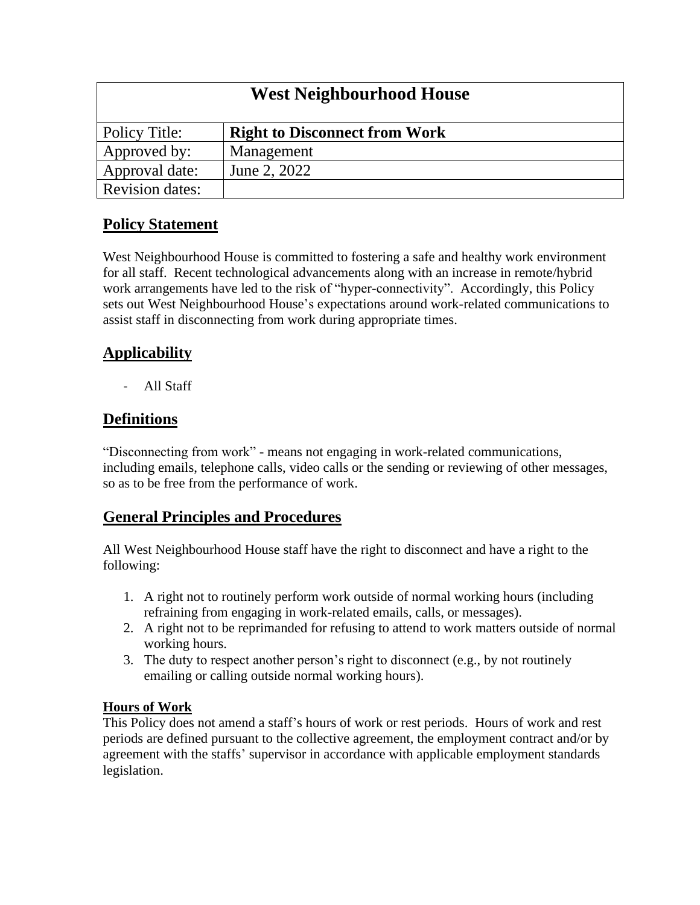| West Neighbourhood House | |
|---|---|
| Policy Title: | **Right to Disconnect from Work** |
| Approved by: | Management |
| Approval date: | June 2, 2022 |
| Revision dates: | |

## Policy Statement

West Neighbourhood House is committed to fostering a safe and healthy work environment for all staff. Recent technological advancements along with an increase in remote/hybrid work arrangements have led to the risk of "hyper-connectivity". Accordingly, this Policy sets out West Neighbourhood House's expectations around work-related communications to assist staff in disconnecting from work during appropriate times.

## Applicability

- All Staff

## Definitions

"Disconnecting from work" - means not engaging in work-related communications, including emails, telephone calls, video calls or the sending or reviewing of other messages, so as to be free from the performance of work.

## General Principles and Procedures

All West Neighbourhood House staff have the right to disconnect and have a right to the following:

1. A right not to routinely perform work outside of normal working hours (including refraining from engaging in work-related emails, calls, or messages).
2. A right not to be reprimanded for refusing to attend to work matters outside of normal working hours.
3. The duty to respect another person's right to disconnect (e.g., by not routinely emailing or calling outside normal working hours).

### Hours of Work

This Policy does not amend a staff's hours of work or rest periods. Hours of work and rest periods are defined pursuant to the collective agreement, the employment contract and/or by agreement with the staffs' supervisor in accordance with applicable employment standards legislation.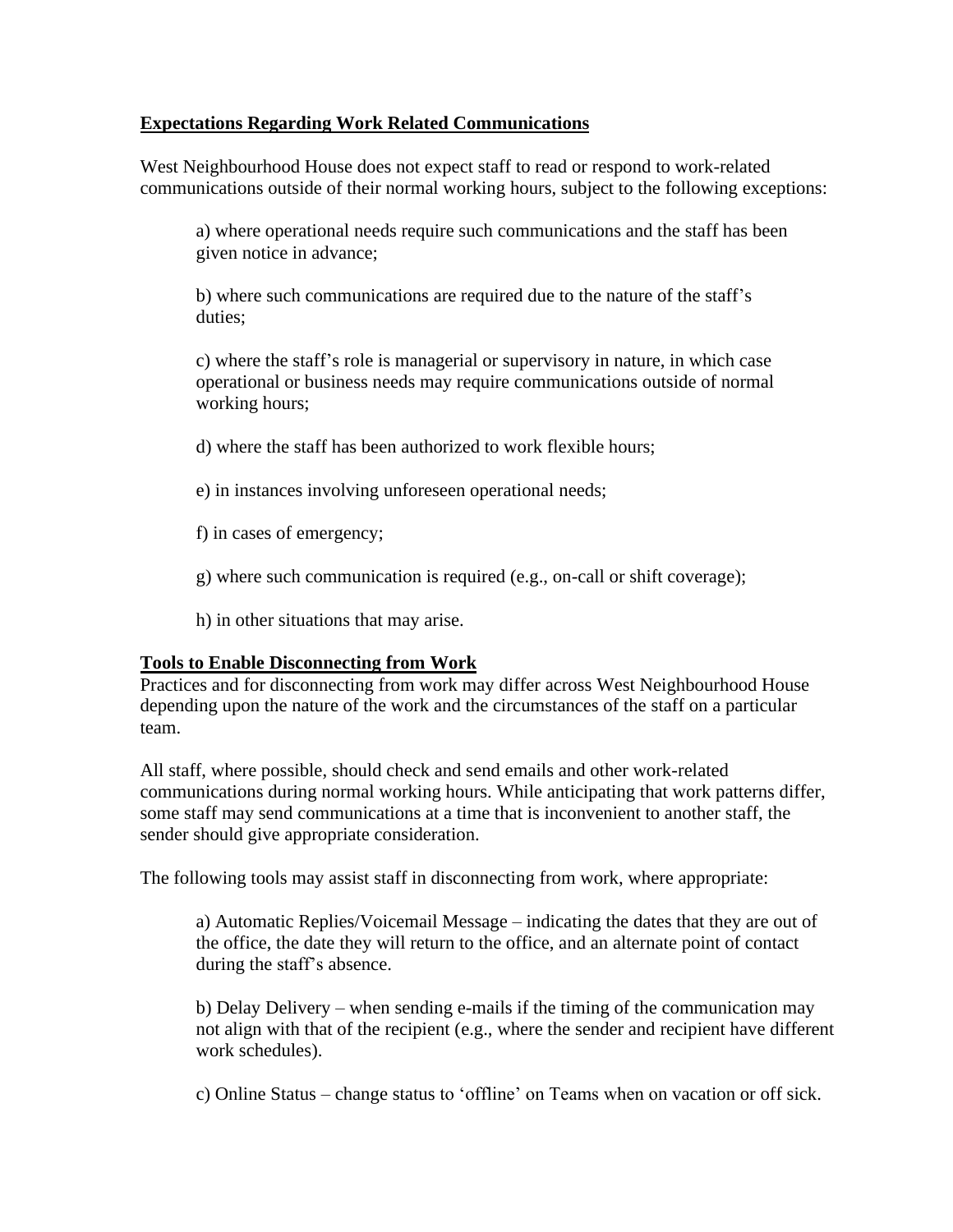## Expectations Regarding Work Related Communications

West Neighbourhood House does not expect staff to read or respond to work-related communications outside of their normal working hours, subject to the following exceptions:

a) where operational needs require such communications and the staff has been given notice in advance;

b) where such communications are required due to the nature of the staff's duties;

c) where the staff's role is managerial or supervisory in nature, in which case operational or business needs may require communications outside of normal working hours;

d) where the staff has been authorized to work flexible hours;

e) in instances involving unforeseen operational needs;

f) in cases of emergency;

g) where such communication is required (e.g., on-call or shift coverage);

h) in other situations that may arise.

## Tools to Enable Disconnecting from Work

Practices and for disconnecting from work may differ across West Neighbourhood House depending upon the nature of the work and the circumstances of the staff on a particular team.

All staff, where possible, should check and send emails and other work-related communications during normal working hours. While anticipating that work patterns differ, some staff may send communications at a time that is inconvenient to another staff, the sender should give appropriate consideration.

The following tools may assist staff in disconnecting from work, where appropriate:

a) Automatic Replies/Voicemail Message – indicating the dates that they are out of the office, the date they will return to the office, and an alternate point of contact during the staff's absence.

b) Delay Delivery – when sending e-mails if the timing of the communication may not align with that of the recipient (e.g., where the sender and recipient have different work schedules).

c) Online Status – change status to 'offline' on Teams when on vacation or off sick.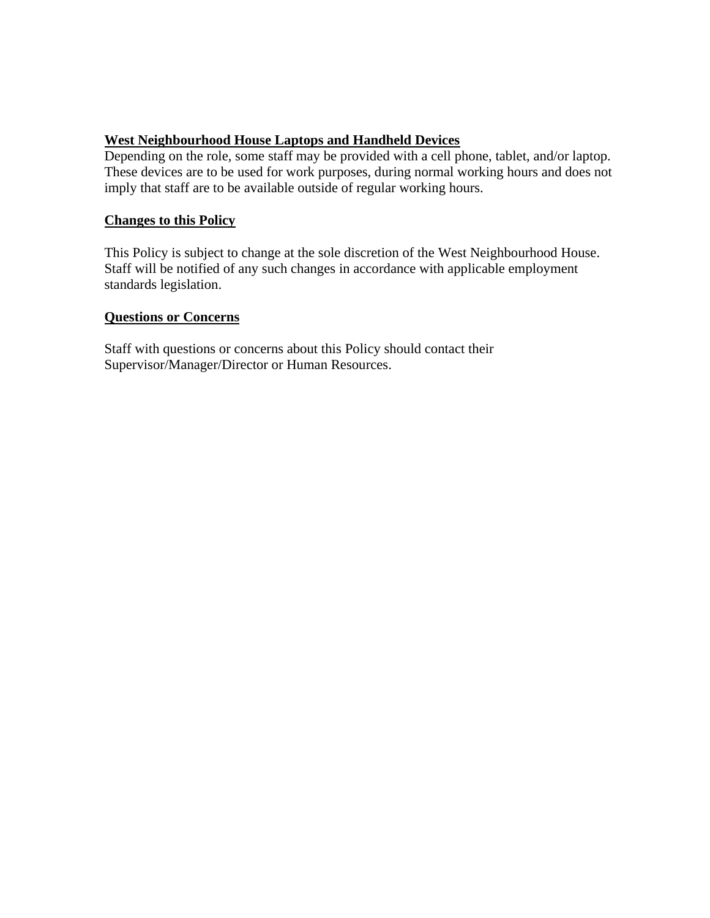**West Neighbourhood House Laptops and Handheld Devices**

Depending on the role, some staff may be provided with a cell phone, tablet, and/or laptop. These devices are to be used for work purposes, during normal working hours and does not imply that staff are to be available outside of regular working hours.

**Changes to this Policy**

This Policy is subject to change at the sole discretion of the West Neighbourhood House. Staff will be notified of any such changes in accordance with applicable employment standards legislation.

**Questions or Concerns**

Staff with questions or concerns about this Policy should contact their Supervisor/Manager/Director or Human Resources.